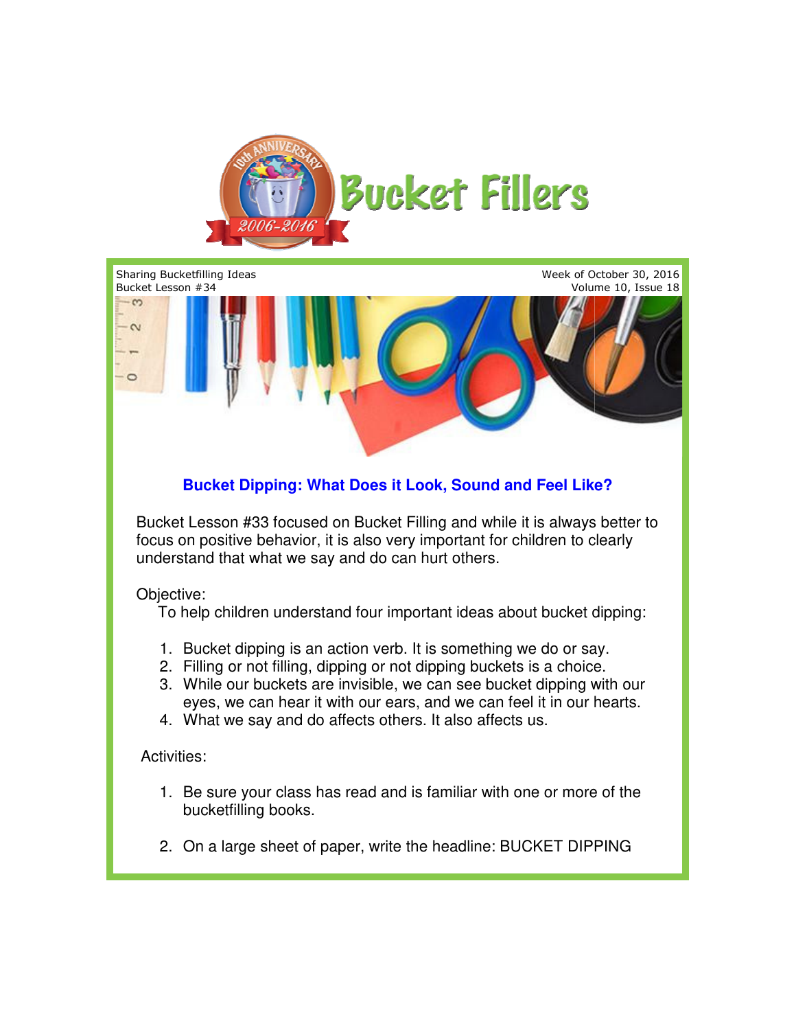# Bucket Fillers

Sharing Bucketfilling Ideas
Bucket Lesson #34

Week of October 30, 2016
Volume 10, Issue 18

## Bucket Dipping: What Does it Look, Sound and Feel Like?

Bucket Lesson #33 focused on Bucket Filling and while it is always better to focus on positive behavior, it is also very important for children to clearly understand that what we say and do can hurt others.

Objective:

To help children understand four important ideas about bucket dipping:

1. Bucket dipping is an action verb. It is something we do or say.
2. Filling or not filling, dipping or not dipping buckets is a choice.
3. While our buckets are invisible, we can see bucket dipping with our eyes, we can hear it with our ears, and we can feel it in our hearts.
4. What we say and do affects others. It also affects us.

Activities:

1. Be sure your class has read and is familiar with one or more of the bucketfilling books.

2. On a large sheet of paper, write the headline: BUCKET DIPPING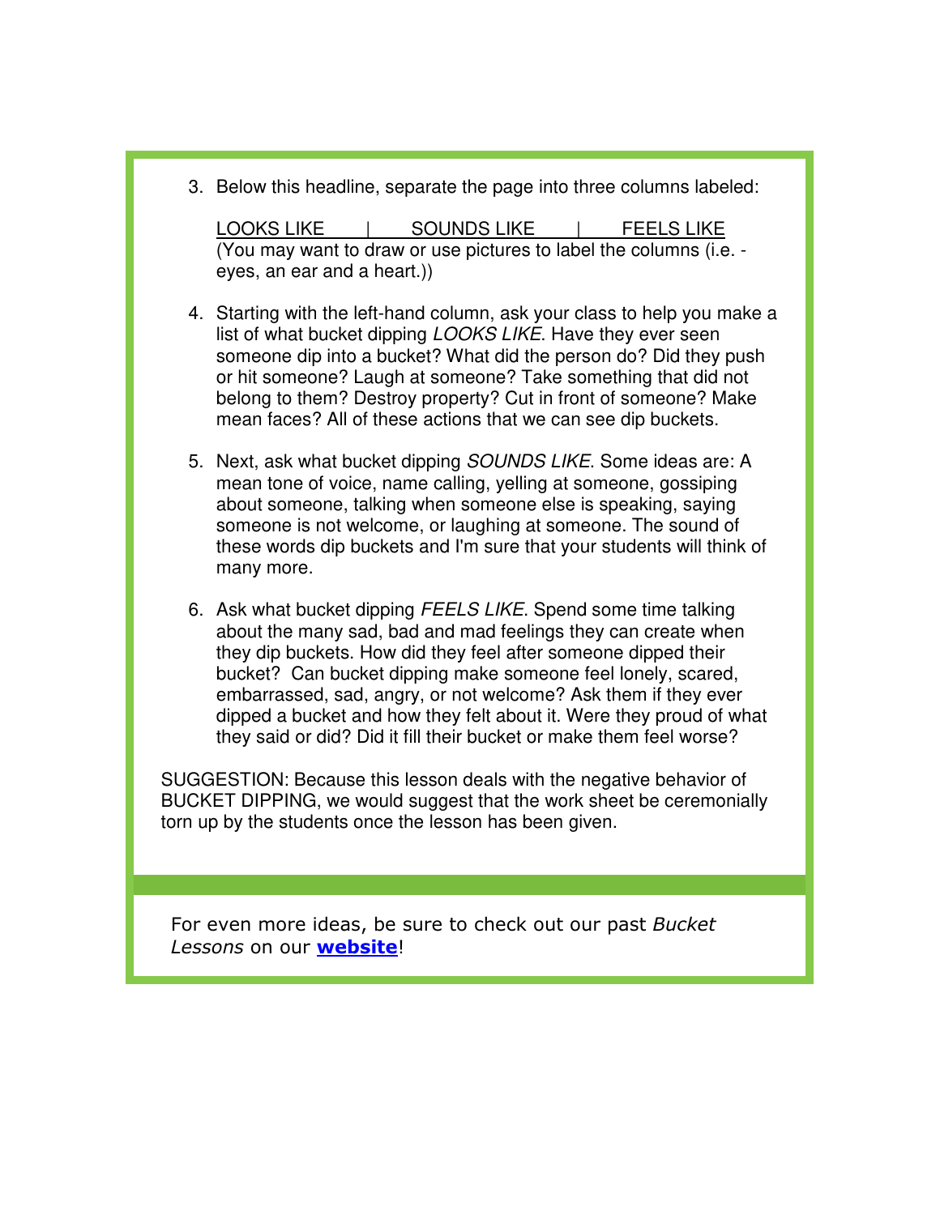3. Below this headline, separate the page into three columns labeled:

   LOOKS LIKE | SOUNDS LIKE | FEELS LIKE
   (You may want to draw or use pictures to label the columns (i.e. - eyes, an ear and a heart.))

4. Starting with the left-hand column, ask your class to help you make a list of what bucket dipping *LOOKS LIKE*. Have they ever seen someone dip into a bucket? What did the person do? Did they push or hit someone? Laugh at someone? Take something that did not belong to them? Destroy property? Cut in front of someone? Make mean faces? All of these actions that we can see dip buckets.

5. Next, ask what bucket dipping *SOUNDS LIKE*. Some ideas are: A mean tone of voice, name calling, yelling at someone, gossiping about someone, talking when someone else is speaking, saying someone is not welcome, or laughing at someone. The sound of these words dip buckets and I'm sure that your students will think of many more.

6. Ask what bucket dipping *FEELS LIKE*. Spend some time talking about the many sad, bad and mad feelings they can create when they dip buckets. How did they feel after someone dipped their bucket? Can bucket dipping make someone feel lonely, scared, embarrassed, sad, angry, or not welcome? Ask them if they ever dipped a bucket and how they felt about it. Were they proud of what they said or did? Did it fill their bucket or make them feel worse?

SUGGESTION: Because this lesson deals with the negative behavior of BUCKET DIPPING, we would suggest that the work sheet be ceremonially torn up by the students once the lesson has been given.

For even more ideas, be sure to check out our past *Bucket Lessons* on our **website**!